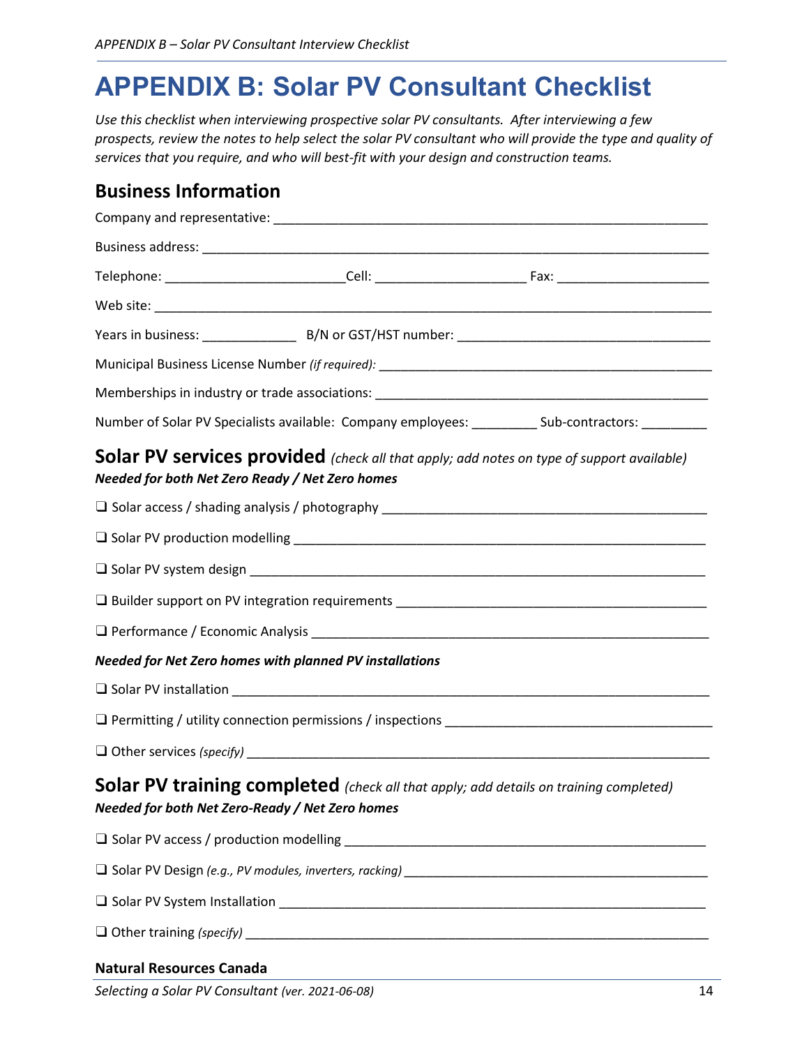# APPENDIX B: Solar PV Consultant Checklist

*Use this checklist when interviewing prospective solar PV consultants. After interviewing a few prospects, review the notes to help select the solar PV consultant who will provide the type and quality of services that you require, and who will best-fit with your design and construction teams.*

## Business Information

Company and representative: ______________________________________________________________

Business address: ______________________________________________________________________

Telephone: ________________________ Cell: ____________________ Fax: ____________________

Web site: __________________________________________________________________________

Years in business: _____________ B/N or GST/HST number: __________________________________

Municipal Business License Number *(if required)*: ______________________________________________

Memberships in industry or trade associations: ________________________________________________

Number of Solar PV Specialists available: Company employees: _________ Sub-contractors: _________

## Solar PV services provided *(check all that apply; add notes on type of support available)*

***Needed for both Net Zero Ready / Net Zero homes***

❑ Solar access / shading analysis / photography ___________________________________________

❑ Solar PV production modelling _________________________________________________________

❑ Solar PV system design _______________________________________________________________

❑ Builder support on PV integration requirements ___________________________________________

❑ Performance / Economic Analysis _______________________________________________________

***Needed for Net Zero homes with planned PV installations***

❑ Solar PV installation _________________________________________________________________

❑ Permitting / utility connection permissions / inspections ____________________________________

❑ Other services *(specify)* _______________________________________________________________

## Solar PV training completed *(check all that apply; add details on training completed)*

***Needed for both Net Zero-Ready / Net Zero homes***

❑ Solar PV access / production modelling _________________________________________________

❑ Solar PV Design *(e.g., PV modules, inverters, racking)* ______________________________________

❑ Solar PV System Installation ___________________________________________________________

❑ Other training *(specify)* _______________________________________________________________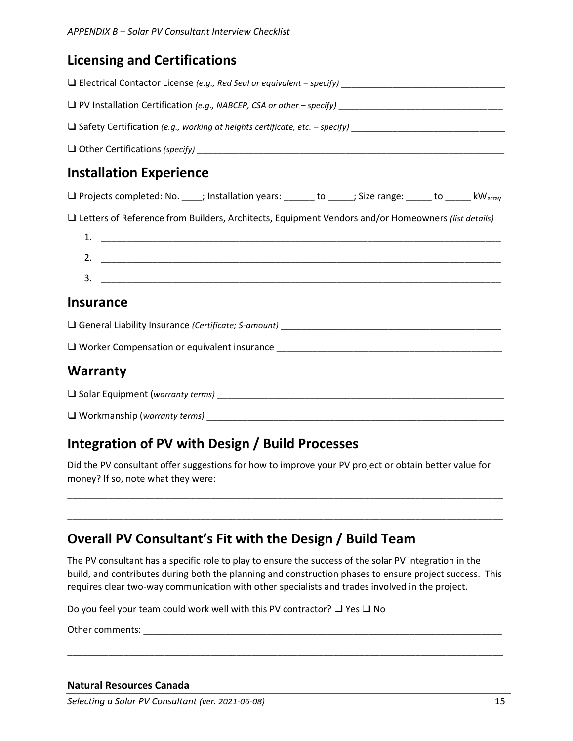## Licensing and Certifications

❑ Electrical Contactor License *(e.g., Red Seal or equivalent – specify)* _______________________________

❑ PV Installation Certification *(e.g., NABCEP, CSA or other – specify)* _______________________________

❑ Safety Certification *(e.g., working at heights certificate, etc. – specify)* _____________________________

❑ Other Certifications *(specify)* ___________________________________________________________

## Installation Experience

❑ Projects completed: No. ____; Installation years: ______ to _____; Size range: _____ to _____ $kW_{array}$

❑ Letters of Reference from Builders, Architects, Equipment Vendors and/or Homeowners *(list details)*

1. ___________________________________________________________________________
2. ___________________________________________________________________________
3. ___________________________________________________________________________

## Insurance

❑ General Liability Insurance *(Certificate; $-amount)* ____________________________________________

❑ Worker Compensation or equivalent insurance ___________________________________________

## Warranty

❑ Solar Equipment (*warranty terms)* ________________________________________________________

❑ Workmanship (*warranty terms)* __________________________________________________________

## Integration of PV with Design / Build Processes

Did the PV consultant offer suggestions for how to improve your PV project or obtain better value for money? If so, note what they were:

_________________________________________________________________________________

_________________________________________________________________________________

## Overall PV Consultant's Fit with the Design / Build Team

The PV consultant has a specific role to play to ensure the success of the solar PV integration in the build, and contributes during both the planning and construction phases to ensure project success. This requires clear two-way communication with other specialists and trades involved in the project.

Do you feel your team could work well with this PV contractor? ❑ Yes ❑ No

Other comments: _______________________________________________________________________

_________________________________________________________________________________

**Natural Resources Canada**

*Selecting a Solar PV Consultant (ver. 2021-06-08)*